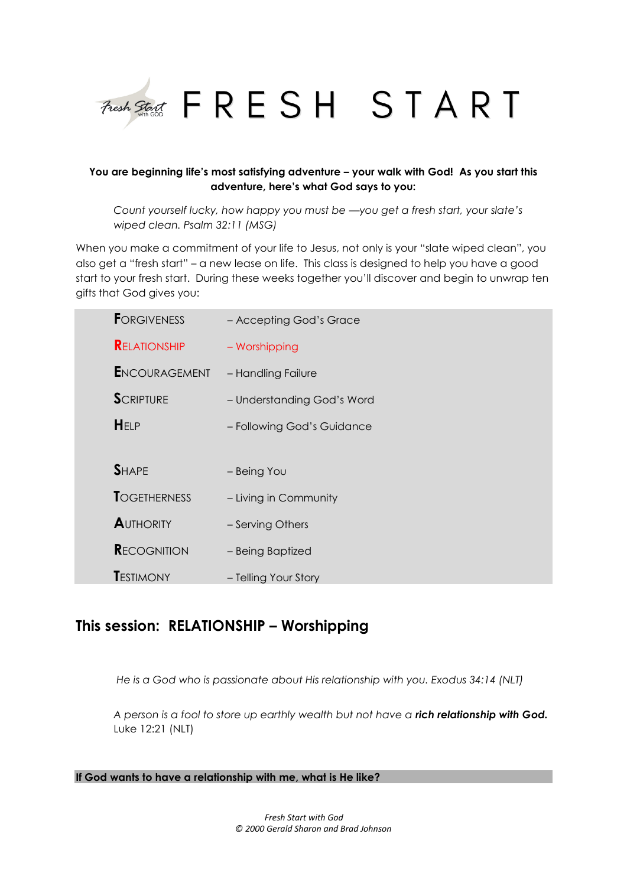# FRESH START

**You are beginning life's most satisfying adventure – your walk with God! As you start this adventure, here's what God says to you:**

*Count yourself lucky, how happy you must be —you get a fresh start, your slate's wiped clean. Psalm 32:11 (MSG)*

When you make a commitment of your life to Jesus, not only is your "slate wiped clean", you also get a "fresh start" – a new lease on life. This class is designed to help you have a good start to your fresh start. During these weeks together you'll discover and begin to unwrap ten gifts that God gives you:

| | |
|---|---|
| FORGIVENESS | – Accepting God's Grace |
| RELATIONSHIP | – Worshipping |
| ENCOURAGEMENT | – Handling Failure |
| SCRIPTURE | – Understanding God's Word |
| HELP | – Following God's Guidance |
| SHAPE | – Being You |
| TOGETHERNESS | – Living in Community |
| AUTHORITY | – Serving Others |
| RECOGNITION | – Being Baptized |
| TESTIMONY | – Telling Your Story |

## This session: RELATIONSHIP – Worshipping

*He is a God who is passionate about His relationship with you. Exodus 34:14 (NLT)*

*A person is a fool to store up earthly wealth but not have a* ***rich relationship with God.*** Luke 12:21 (NLT)

**If God wants to have a relationship with me, what is He like?**

*Fresh Start with God*
*© 2000 Gerald Sharon and Brad Johnson*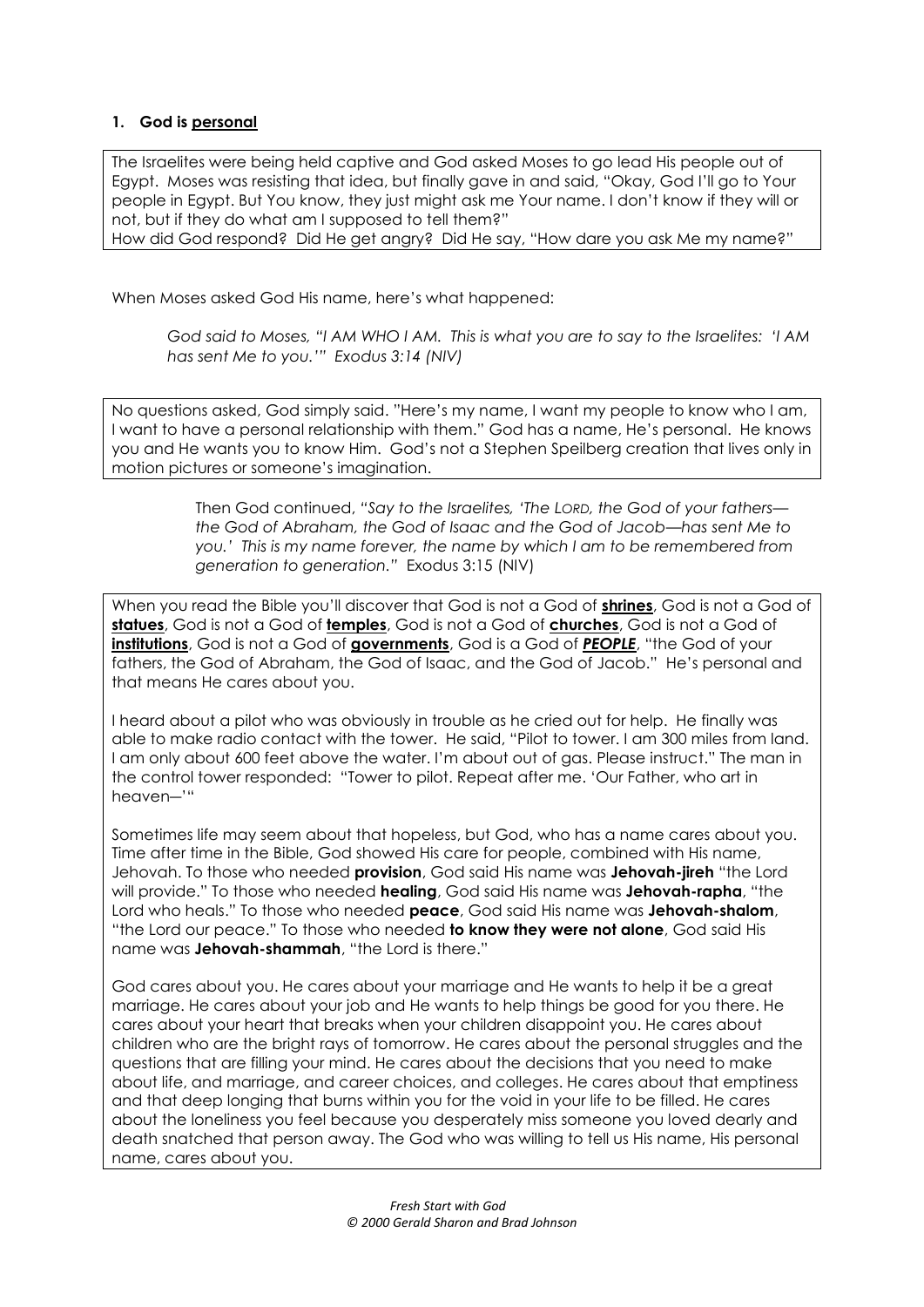### 1. God is <u>personal</u>

The Israelites were being held captive and God asked Moses to go lead His people out of Egypt. Moses was resisting that idea, but finally gave in and said, "Okay, God I'll go to Your people in Egypt. But You know, they just might ask me Your name. I don't know if they will or not, but if they do what am I supposed to tell them?"
How did God respond? Did He get angry? Did He say, "How dare you ask Me my name?"

When Moses asked God His name, here's what happened:

> *God said to Moses, "I AM WHO I AM. This is what you are to say to the Israelites: 'I AM has sent Me to you.'" Exodus 3:14 (NIV)*

No questions asked, God simply said. "Here's my name, I want my people to know who I am, I want to have a personal relationship with them." God has a name, He's personal. He knows you and He wants you to know Him. God's not a Stephen Speilberg creation that lives only in motion pictures or someone's imagination.

> Then God continued, *"Say to the Israelites, 'The LORD, the God of your fathers—the God of Abraham, the God of Isaac and the God of Jacob—has sent Me to you.' This is my name forever, the name by which I am to be remembered from generation to generation."* Exodus 3:15 (NIV)

When you read the Bible you'll discover that God is not a God of **<u>shrines</u>**, God is not a God of **<u>statues</u>**, God is not a God of **<u>temples</u>**, God is not a God of **<u>churches</u>**, God is not a God of **<u>institutions</u>**, God is not a God of **<u>governments</u>**, God is a God of ***<u>PEOPLE</u>***, "the God of your fathers, the God of Abraham, the God of Isaac, and the God of Jacob." He's personal and that means He cares about you.

I heard about a pilot who was obviously in trouble as he cried out for help. He finally was able to make radio contact with the tower. He said, "Pilot to tower. I am 300 miles from land. I am only about 600 feet above the water. I'm about out of gas. Please instruct." The man in the control tower responded: "Tower to pilot. Repeat after me. 'Our Father, who art in heaven–'"

Sometimes life may seem about that hopeless, but God, who has a name cares about you. Time after time in the Bible, God showed His care for people, combined with His name, Jehovah. To those who needed **provision**, God said His name was **Jehovah-jireh** "the Lord will provide." To those who needed **healing**, God said His name was **Jehovah-rapha**, "the Lord who heals." To those who needed **peace**, God said His name was **Jehovah-shalom**, "the Lord our peace." To those who needed **to know they were not alone**, God said His name was **Jehovah-shammah**, "the Lord is there."

God cares about you. He cares about your marriage and He wants to help it be a great marriage. He cares about your job and He wants to help things be good for you there. He cares about your heart that breaks when your children disappoint you. He cares about children who are the bright rays of tomorrow. He cares about the personal struggles and the questions that are filling your mind. He cares about the decisions that you need to make about life, and marriage, and career choices, and colleges. He cares about that emptiness and that deep longing that burns within you for the void in your life to be filled. He cares about the loneliness you feel because you desperately miss someone you loved dearly and death snatched that person away. The God who was willing to tell us His name, His personal name, cares about you.

*Fresh Start with God*
*© 2000 Gerald Sharon and Brad Johnson*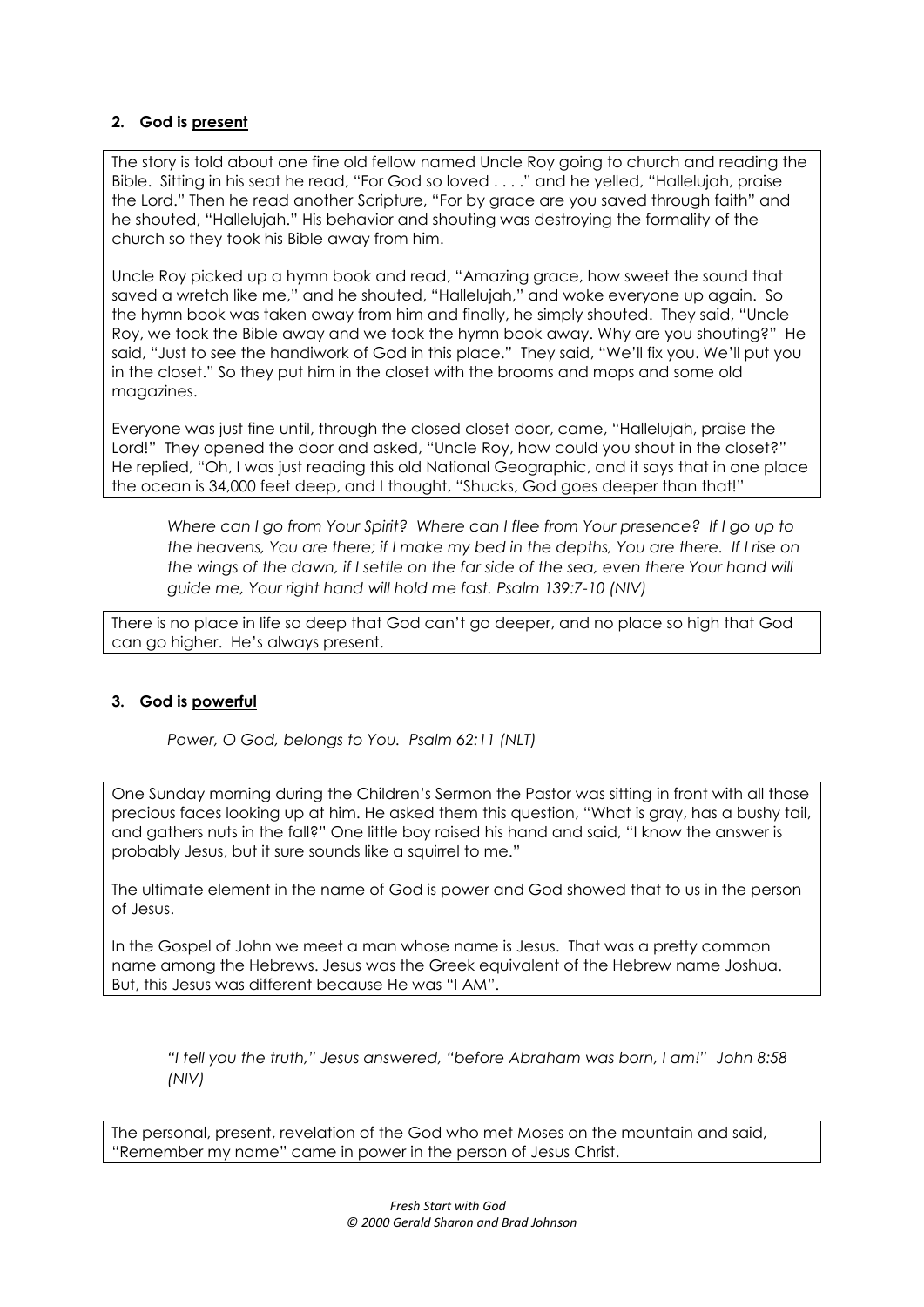**2. God is <u>present</u>**

The story is told about one fine old fellow named Uncle Roy going to church and reading the Bible. Sitting in his seat he read, "For God so loved . . . ." and he yelled, "Hallelujah, praise the Lord." Then he read another Scripture, "For by grace are you saved through faith" and he shouted, "Hallelujah." His behavior and shouting was destroying the formality of the church so they took his Bible away from him.

Uncle Roy picked up a hymn book and read, "Amazing grace, how sweet the sound that saved a wretch like me," and he shouted, "Hallelujah," and woke everyone up again. So the hymn book was taken away from him and finally, he simply shouted. They said, "Uncle Roy, we took the Bible away and we took the hymn book away. Why are you shouting?" He said, "Just to see the handiwork of God in this place." They said, "We'll fix you. We'll put you in the closet." So they put him in the closet with the brooms and mops and some old magazines.

Everyone was just fine until, through the closed closet door, came, "Hallelujah, praise the Lord!" They opened the door and asked, "Uncle Roy, how could you shout in the closet?" He replied, "Oh, I was just reading this old National Geographic, and it says that in one place the ocean is 34,000 feet deep, and I thought, "Shucks, God goes deeper than that!"

> *Where can I go from Your Spirit? Where can I flee from Your presence? If I go up to the heavens, You are there; if I make my bed in the depths, You are there. If I rise on the wings of the dawn, if I settle on the far side of the sea, even there Your hand will guide me, Your right hand will hold me fast. Psalm 139:7-10 (NIV)*

There is no place in life so deep that God can't go deeper, and no place so high that God can go higher. He's always present.

**3. God is <u>powerful</u>**

> *Power, O God, belongs to You. Psalm 62:11 (NLT)*

One Sunday morning during the Children's Sermon the Pastor was sitting in front with all those precious faces looking up at him. He asked them this question, "What is gray, has a bushy tail, and gathers nuts in the fall?" One little boy raised his hand and said, "I know the answer is probably Jesus, but it sure sounds like a squirrel to me."

The ultimate element in the name of God is power and God showed that to us in the person of Jesus.

In the Gospel of John we meet a man whose name is Jesus. That was a pretty common name among the Hebrews. Jesus was the Greek equivalent of the Hebrew name Joshua. But, this Jesus was different because He was "I AM".

> *"I tell you the truth," Jesus answered, "before Abraham was born, I am!" John 8:58 (NIV)*

The personal, present, revelation of the God who met Moses on the mountain and said, "Remember my name" came in power in the person of Jesus Christ.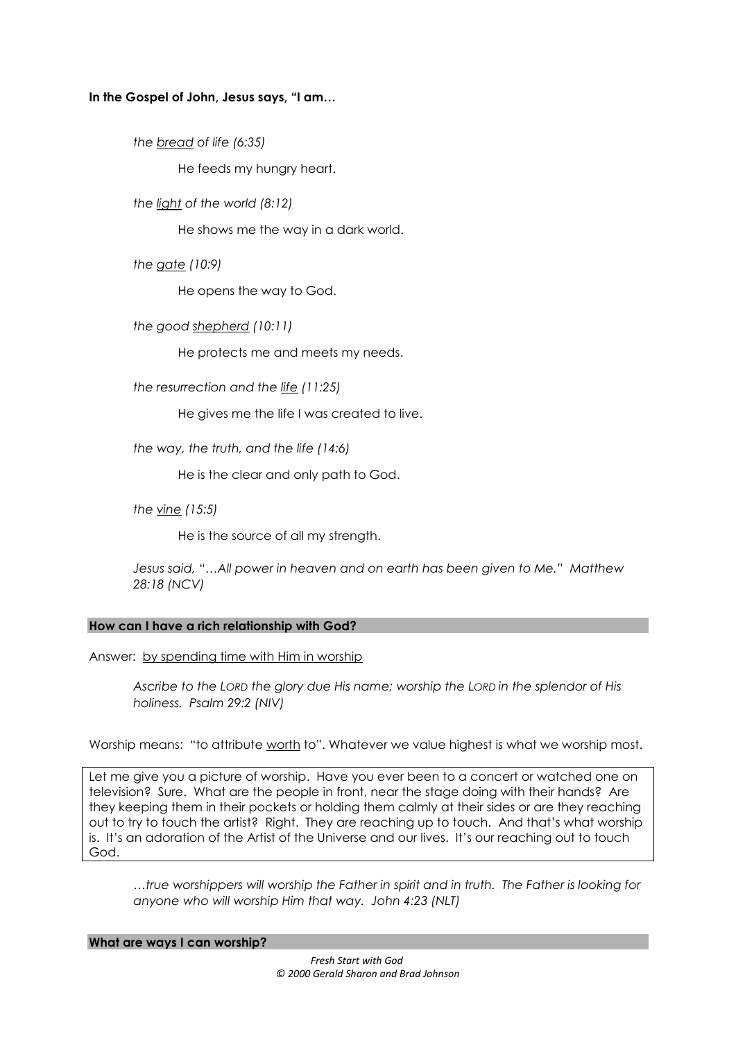**In the Gospel of John, Jesus says, "I am…**

*the <u>bread</u> of life (6:35)*

He feeds my hungry heart.

*the <u>light</u> of the world (8:12)*

He shows me the way in a dark world.

*the <u>gate</u> (10:9)*

He opens the way to God.

*the good <u>shepherd</u> (10:11)*

He protects me and meets my needs.

*the resurrection and the <u>life</u> (11:25)*

He gives me the life I was created to live.

*the way, the truth, and the life (14:6)*

He is the clear and only path to God.

*the <u>vine</u> (15:5)*

He is the source of all my strength.

*Jesus said, "…All power in heaven and on earth has been given to Me." Matthew 28:18 (NCV)*

**How can I have a rich relationship with God?**

Answer: <u>by spending time with Him in worship</u>

*Ascribe to the LORD the glory due His name; worship the LORD in the splendor of His holiness. Psalm 29:2 (NIV)*

Worship means: "to attribute <u>worth</u> to". Whatever we value highest is what we worship most.

Let me give you a picture of worship. Have you ever been to a concert or watched one on television? Sure. What are the people in front, near the stage doing with their hands? Are they keeping them in their pockets or holding them calmly at their sides or are they reaching out to try to touch the artist? Right. They are reaching up to touch. And that's what worship is. It's an adoration of the Artist of the Universe and our lives. It's our reaching out to touch God.

*…true worshippers will worship the Father in spirit and in truth. The Father is looking for anyone who will worship Him that way. John 4:23 (NLT)*

**What are ways I can worship?**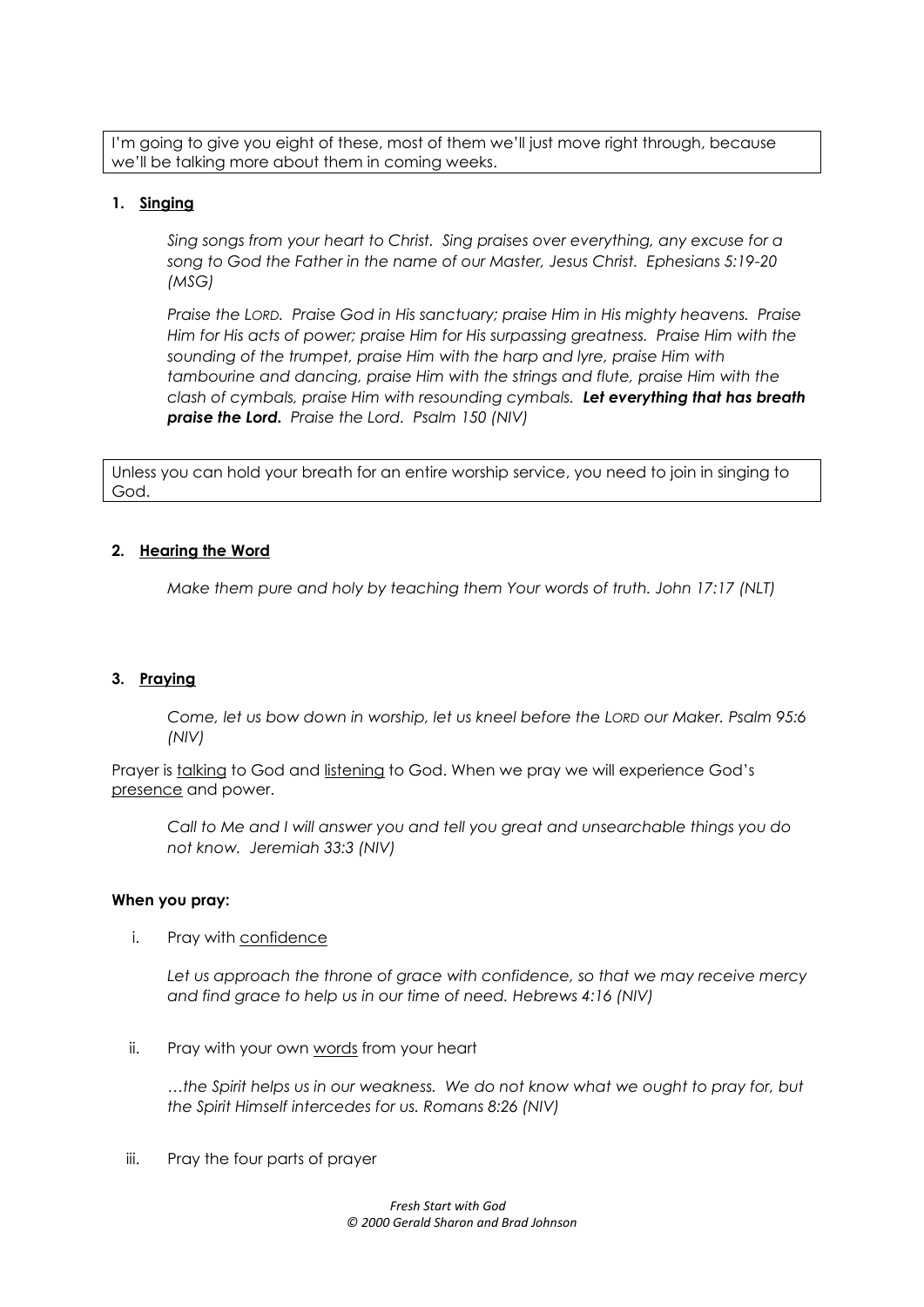I'm going to give you eight of these, most of them we'll just move right through, because we'll be talking more about them in coming weeks.

**1. <u>Singing</u>**

*Sing songs from your heart to Christ. Sing praises over everything, any excuse for a song to God the Father in the name of our Master, Jesus Christ. Ephesians 5:19-20 (MSG)*

*Praise the LORD. Praise God in His sanctuary; praise Him in His mighty heavens. Praise Him for His acts of power; praise Him for His surpassing greatness. Praise Him with the sounding of the trumpet, praise Him with the harp and lyre, praise Him with tambourine and dancing, praise Him with the strings and flute, praise Him with the clash of cymbals, praise Him with resounding cymbals.* ***Let everything that has breath praise the Lord.*** *Praise the Lord. Psalm 150 (NIV)*

Unless you can hold your breath for an entire worship service, you need to join in singing to God.

**2. <u>Hearing the Word</u>**

*Make them pure and holy by teaching them Your words of truth. John 17:17 (NLT)*

**3. <u>Praying</u>**

*Come, let us bow down in worship, let us kneel before the LORD our Maker. Psalm 95:6 (NIV)*

Prayer is <u>talking</u> to God and <u>listening</u> to God. When we pray we will experience God's <u>presence</u> and power.

*Call to Me and I will answer you and tell you great and unsearchable things you do not know. Jeremiah 33:3 (NIV)*

**When you pray:**

i. Pray with <u>confidence</u>

*Let us approach the throne of grace with confidence, so that we may receive mercy and find grace to help us in our time of need. Hebrews 4:16 (NIV)*

ii. Pray with your own <u>words</u> from your heart

*…the Spirit helps us in our weakness. We do not know what we ought to pray for, but the Spirit Himself intercedes for us. Romans 8:26 (NIV)*

iii. Pray the four parts of prayer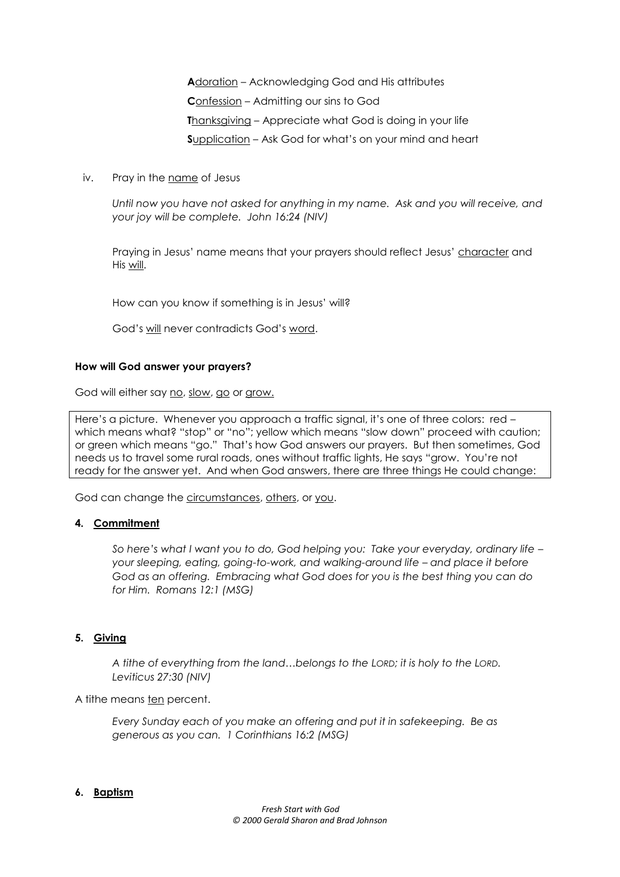**A**doration – Acknowledging God and His attributes

**C**onfession – Admitting our sins to God

**T**hanksgiving – Appreciate what God is doing in your life

**S**upplication – Ask God for what's on your mind and heart

iv. Pray in the <u>name</u> of Jesus

*Until now you have not asked for anything in my name. Ask and you will receive, and your joy will be complete. John 16:24 (NIV)*

Praying in Jesus' name means that your prayers should reflect Jesus' <u>character</u> and His <u>will</u>.

How can you know if something is in Jesus' will?

God's <u>will</u> never contradicts God's <u>word</u>.

**How will God answer your prayers?**

God will either say <u>no</u>, <u>slow</u>, <u>go</u> or <u>grow.</u>

Here's a picture. Whenever you approach a traffic signal, it's one of three colors: red – which means what? "stop" or "no"; yellow which means "slow down" proceed with caution; or green which means "go." That's how God answers our prayers. But then sometimes, God needs us to travel some rural roads, ones without traffic lights, He says "grow. You're not ready for the answer yet. And when God answers, there are three things He could change:

God can change the <u>circumstances</u>, <u>others</u>, or <u>you</u>.

**4. <u>Commitment</u>**

*So here's what I want you to do, God helping you: Take your everyday, ordinary life – your sleeping, eating, going-to-work, and walking-around life – and place it before God as an offering. Embracing what God does for you is the best thing you can do for Him. Romans 12:1 (MSG)*

**5. <u>Giving</u>**

*A tithe of everything from the land…belongs to the LORD; it is holy to the LORD. Leviticus 27:30 (NIV)*

A tithe means <u>ten</u> percent.

*Every Sunday each of you make an offering and put it in safekeeping. Be as generous as you can. 1 Corinthians 16:2 (MSG)*

**6. <u>Baptism</u>**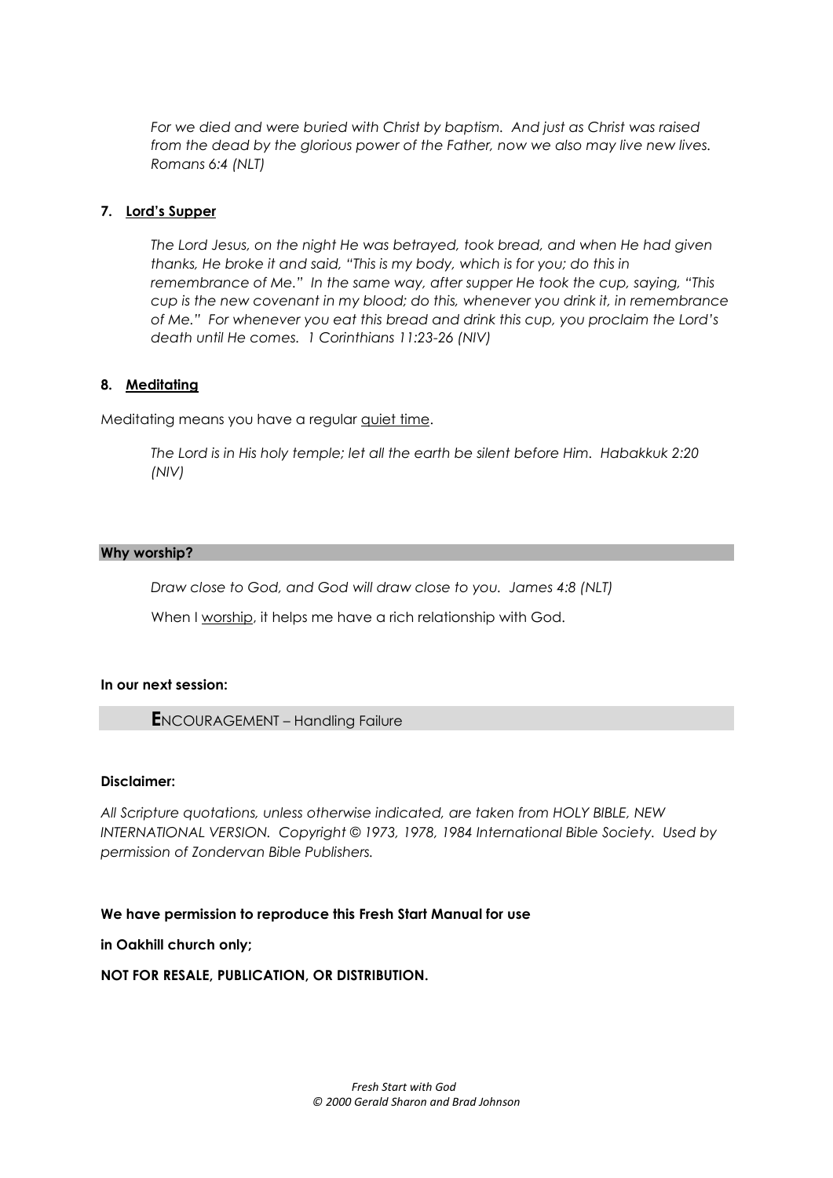*For we died and were buried with Christ by baptism. And just as Christ was raised from the dead by the glorious power of the Father, now we also may live new lives. Romans 6:4 (NLT)*

**7. Lord's Supper**

*The Lord Jesus, on the night He was betrayed, took bread, and when He had given thanks, He broke it and said, "This is my body, which is for you; do this in remembrance of Me." In the same way, after supper He took the cup, saying, "This cup is the new covenant in my blood; do this, whenever you drink it, in remembrance of Me." For whenever you eat this bread and drink this cup, you proclaim the Lord's death until He comes. 1 Corinthians 11:23-26 (NIV)*

**8. Meditating**

Meditating means you have a regular quiet time.

*The Lord is in His holy temple; let all the earth be silent before Him. Habakkuk 2:20 (NIV)*

**Why worship?**

*Draw close to God, and God will draw close to you. James 4:8 (NLT)*

When I worship, it helps me have a rich relationship with God.

**In our next session:**

**E**NCOURAGEMENT – Handling Failure

**Disclaimer:**

*All Scripture quotations, unless otherwise indicated, are taken from HOLY BIBLE, NEW INTERNATIONAL VERSION. Copyright © 1973, 1978, 1984 International Bible Society. Used by permission of Zondervan Bible Publishers.*

**We have permission to reproduce this Fresh Start Manual for use**

**in Oakhill church only;**

**NOT FOR RESALE, PUBLICATION, OR DISTRIBUTION.**

*Fresh Start with God*
*© 2000 Gerald Sharon and Brad Johnson*